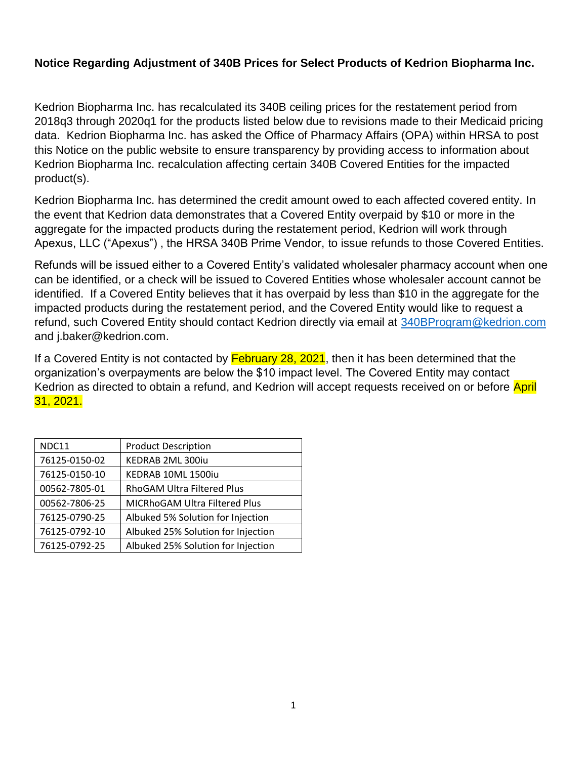**Notice Regarding Adjustment of 340B Prices for Select Products of Kedrion Biopharma Inc.**

Kedrion Biopharma Inc. has recalculated its 340B ceiling prices for the restatement period from 2018q3 through 2020q1 for the products listed below due to revisions made to their Medicaid pricing data. Kedrion Biopharma Inc. has asked the Office of Pharmacy Affairs (OPA) within HRSA to post this Notice on the public website to ensure transparency by providing access to information about Kedrion Biopharma Inc. recalculation affecting certain 340B Covered Entities for the impacted product(s).

Kedrion Biopharma Inc. has determined the credit amount owed to each affected covered entity. In the event that Kedrion data demonstrates that a Covered Entity overpaid by $10 or more in the aggregate for the impacted products during the restatement period, Kedrion will work through Apexus, LLC ("Apexus") , the HRSA 340B Prime Vendor, to issue refunds to those Covered Entities.

Refunds will be issued either to a Covered Entity's validated wholesaler pharmacy account when one can be identified, or a check will be issued to Covered Entities whose wholesaler account cannot be identified. If a Covered Entity believes that it has overpaid by less than $10 in the aggregate for the impacted products during the restatement period, and the Covered Entity would like to request a refund, such Covered Entity should contact Kedrion directly via email at 340BProgram@kedrion.com and j.baker@kedrion.com.

If a Covered Entity is not contacted by February 28, 2021, then it has been determined that the organization's overpayments are below the $10 impact level. The Covered Entity may contact Kedrion as directed to obtain a refund, and Kedrion will accept requests received on or before April 31, 2021.

| NDC11 | Product Description |
|---|---|
| 76125-0150-02 | KEDRAB 2ML 300iu |
| 76125-0150-10 | KEDRAB 10ML 1500iu |
| 00562-7805-01 | RhoGAM Ultra Filtered Plus |
| 00562-7806-25 | MICRhoGAM Ultra Filtered Plus |
| 76125-0790-25 | Albuked 5% Solution for Injection |
| 76125-0792-10 | Albuked 25% Solution for Injection |
| 76125-0792-25 | Albuked 25% Solution for Injection |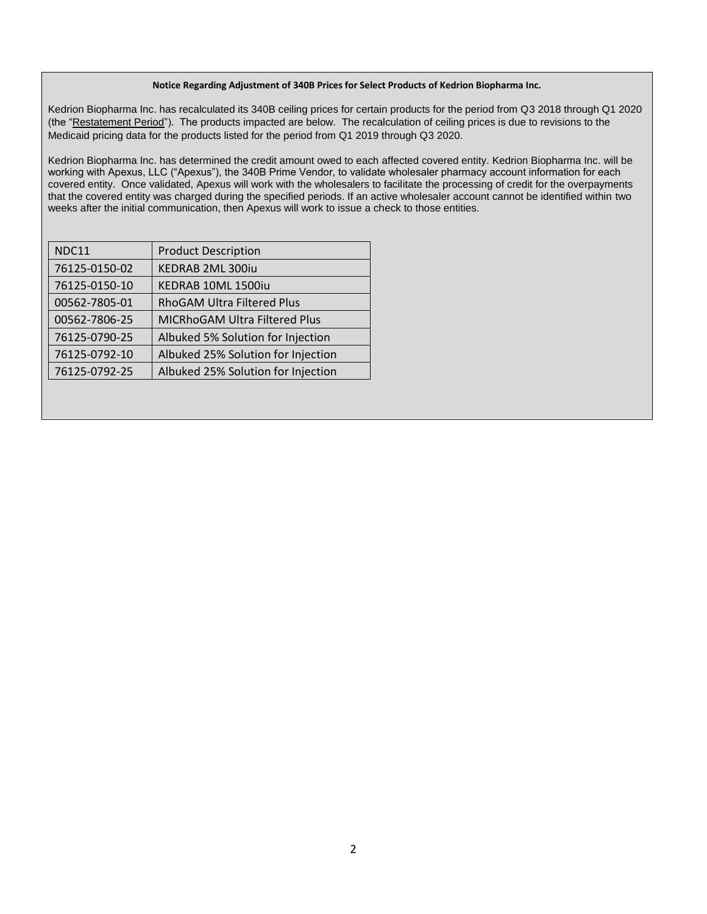**Notice Regarding Adjustment of 340B Prices for Select Products of Kedrion Biopharma Inc.**

Kedrion Biopharma Inc. has recalculated its 340B ceiling prices for certain products for the period from Q3 2018 through Q1 2020 (the "Restatement Period"). The products impacted are below. The recalculation of ceiling prices is due to revisions to the Medicaid pricing data for the products listed for the period from Q1 2019 through Q3 2020.

Kedrion Biopharma Inc. has determined the credit amount owed to each affected covered entity. Kedrion Biopharma Inc. will be working with Apexus, LLC ("Apexus"), the 340B Prime Vendor, to validate wholesaler pharmacy account information for each covered entity. Once validated, Apexus will work with the wholesalers to facilitate the processing of credit for the overpayments that the covered entity was charged during the specified periods. If an active wholesaler account cannot be identified within two weeks after the initial communication, then Apexus will work to issue a check to those entities.

| NDC11 | Product Description |
|---|---|
| 76125-0150-02 | KEDRAB 2ML 300iu |
| 76125-0150-10 | KEDRAB 10ML 1500iu |
| 00562-7805-01 | RhoGAM Ultra Filtered Plus |
| 00562-7806-25 | MICRhoGAM Ultra Filtered Plus |
| 76125-0790-25 | Albuked 5% Solution for Injection |
| 76125-0792-10 | Albuked 25% Solution for Injection |
| 76125-0792-25 | Albuked 25% Solution for Injection |